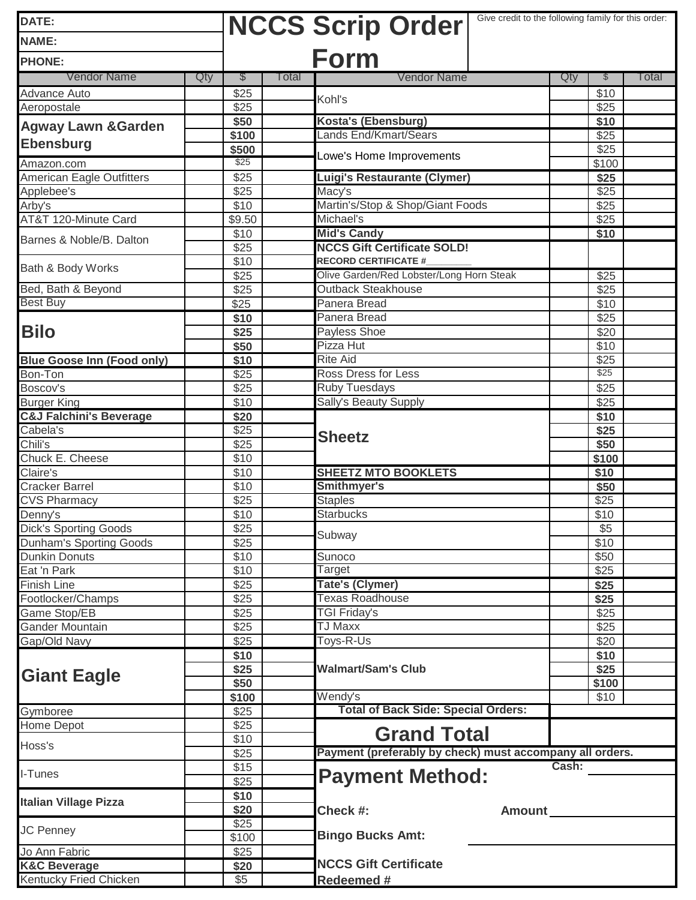# NCCS Scrip Order Form

DATE:

NAME:

PHONE:

Give credit to the following family for this order:

| Vendor Name | Qty | $ | Total |
|---|---|---|---|
| Advance Auto | | $25 | |
| Aeropostale | | $25 | |
| **Agway Lawn &Garden Ebensburg** | | **$50** | |
| | | **$100** | |
| | | **$500** | |
| Amazon.com | | $25 | |
| American Eagle Outfitters | | $25 | |
| Applebee's | | $25 | |
| Arby's | | $10 | |
| AT&T 120-Minute Card | | $9.50 | |
| Barnes & Noble/B. Dalton | | $10 | |
| | | $25 | |
| Bath & Body Works | | $10 | |
| | | $25 | |
| Bed, Bath & Beyond | | $25 | |
| Best Buy | | $25 | |
| **Bilo** | | **$10** | |
| | | **$25** | |
| | | **$50** | |
| **Blue Goose Inn (Food only)** | | **$10** | |
| Bon-Ton | | $25 | |
| Boscov's | | $25 | |
| Burger King | | $10 | |
| **C&J Falchini's Beverage** | | **$20** | |
| Cabela's | | $25 | |
| Chili's | | $25 | |
| Chuck E. Cheese | | $10 | |
| Claire's | | $10 | |
| Cracker Barrel | | $10 | |
| CVS Pharmacy | | $25 | |
| Denny's | | $10 | |
| Dick's Sporting Goods | | $25 | |
| Dunham's Sporting Goods | | $25 | |
| Dunkin Donuts | | $10 | |
| Eat 'n Park | | $10 | |
| Finish Line | | $25 | |
| Footlocker/Champs | | $25 | |
| Game Stop/EB | | $25 | |
| Gander Mountain | | $25 | |
| Gap/Old Navy | | $25 | |
| **Giant Eagle** | | **$10** | |
| | | **$25** | |
| | | **$50** | |
| | | **$100** | |
| Gymboree | | $25 | |
| Home Depot | | $25 | |
| Hoss's | | $10 | |
| | | $25 | |
| I-Tunes | | $15 | |
| | | $25 | |
| **Italian Village Pizza** | | **$10** | |
| | | **$20** | |
| JC Penney | | $25 | |
| | | $100 | |
| Jo Ann Fabric | | $25 | |
| **K&C Beverage** | | **$20** | |
| Kentucky Fried Chicken | | $5 | |

| Vendor Name | Qty | $ | Total |
|---|---|---|---|
| Kohl's | | $10 | |
| | | $25 | |
| **Kosta's (Ebensburg)** | | **$10** | |
| Lands End/Kmart/Sears | | $25 | |
| Lowe's Home Improvements | | $25 | |
| | | $100 | |
| **Luigi's Restaurante (Clymer)** | | **$25** | |
| Macy's | | $25 | |
| Martin's/Stop & Shop/Giant Foods | | $25 | |
| Michael's | | $25 | |
| **Mid's Candy** | | **$10** | |
| **NCCS Gift Certificate SOLD! RECORD CERTIFICATE #________** | | | |
| Olive Garden/Red Lobster/Long Horn Steak | | $25 | |
| Outback Steakhouse | | $25 | |
| Panera Bread | | $10 | |
| Panera Bread | | $25 | |
| Payless Shoe | | $20 | |
| Pizza Hut | | $10 | |
| Rite Aid | | $25 | |
| Ross Dress for Less | | $25 | |
| Ruby Tuesdays | | $25 | |
| Sally's Beauty Supply | | $25 | |
| **Sheetz** | | **$10** | |
| | | **$25** | |
| | | **$50** | |
| | | **$100** | |
| **SHEETZ MTO BOOKLETS** | | **$10** | |
| **Smithmyer's** | | **$50** | |
| Staples | | $25 | |
| Starbucks | | $10 | |
| Subway | | $5 | |
| | | $10 | |
| Sunoco | | $50 | |
| Target | | $25 | |
| **Tate's (Clymer)** | | **$25** | |
| Texas Roadhouse | | **$25** | |
| TGI Friday's | | $25 | |
| TJ Maxx | | $25 | |
| Toys-R-Us | | $20 | |
| **Walmart/Sam's Club** | | **$10** | |
| | | **$25** | |
| | | **$100** | |
| Wendy's | | $10 | |
| **Total of Back Side: Special Orders:** | | | |
| **Grand Total** | | | |

**Payment (preferably by check) must accompany all orders.**

**Payment Method:**

**Cash:** ________

**Check #:** **Amount** ________

**Bingo Bucks Amt:** ________

**NCCS Gift Certificate Redeemed #**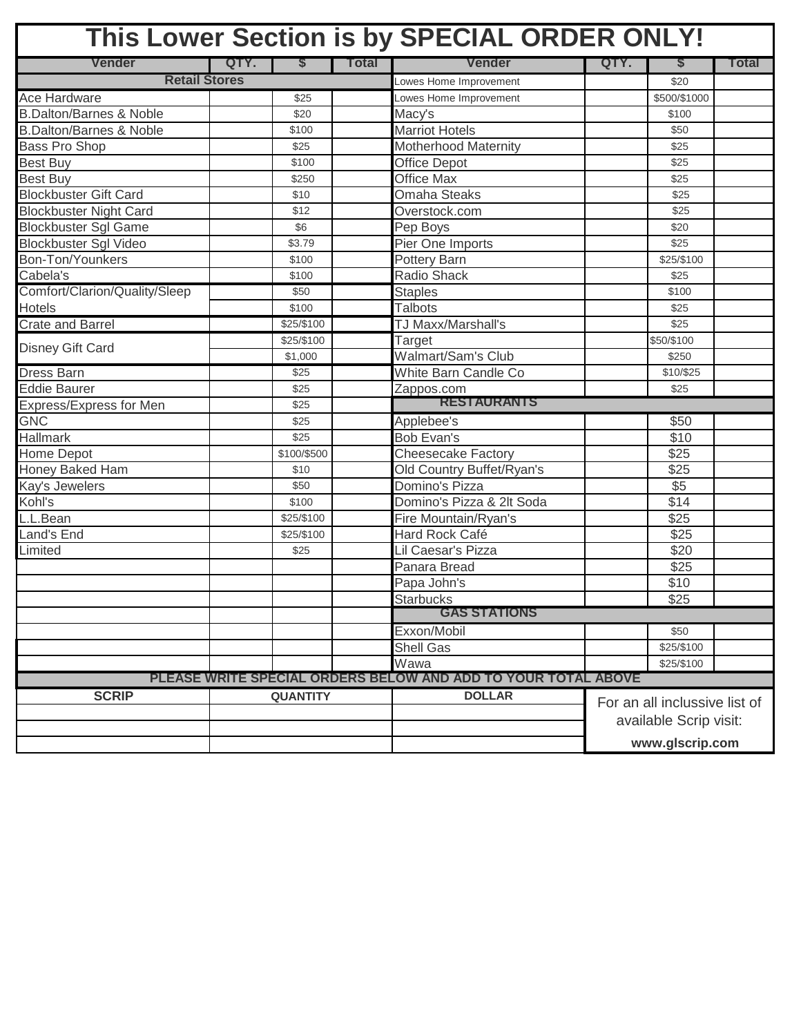# This Lower Section is by SPECIAL ORDER ONLY!

| Vender | QTY. | $ | Total | Vender | QTY. | $ | Total |
|---|---|---|---|---|---|---|---|
| **Retail Stores** | | | | Lowes Home Improvement | | $20 | |
| Ace Hardware | | $25 | | Lowes Home Improvement | | $500/$1000 | |
| B.Dalton/Barnes & Noble | | $20 | | Macy's | | $100 | |
| B.Dalton/Barnes & Noble | | $100 | | Marriot Hotels | | $50 | |
| Bass Pro Shop | | $25 | | Motherhood Maternity | | $25 | |
| Best Buy | | $100 | | Office Depot | | $25 | |
| Best Buy | | $250 | | Office Max | | $25 | |
| Blockbuster Gift Card | | $10 | | Omaha Steaks | | $25 | |
| Blockbuster Night Card | | $12 | | Overstock.com | | $25 | |
| Blockbuster Sgl Game | | $6 | | Pep Boys | | $20 | |
| Blockbuster Sgl Video | | $3.79 | | Pier One Imports | | $25 | |
| Bon-Ton/Younkers | | $100 | | Pottery Barn | | $25/$100 | |
| Cabela's | | $100 | | Radio Shack | | $25 | |
| Comfort/Clarion/Quality/Sleep | | $50 | | Staples | | $100 | |
| Hotels | | $100 | | Talbots | | $25 | |
| Crate and Barrel | | $25/$100 | | TJ Maxx/Marshall's | | $25 | |
| Disney Gift Card | | $25/$100 | | Target | | $50/$100 | |
| | | $1,000 | | Walmart/Sam's Club | | $250 | |
| Dress Barn | | $25 | | White Barn Candle Co | | $10/$25 | |
| Eddie Baurer | | $25 | | Zappos.com | | $25 | |
| Express/Express for Men | | $25 | | **RESTAURANTS** | | | |
| GNC | | $25 | | Applebee's | | $50 | |
| Hallmark | | $25 | | Bob Evan's | | $10 | |
| Home Depot | | $100/$500 | | Cheesecake Factory | | $25 | |
| Honey Baked Ham | | $10 | | Old Country Buffet/Ryan's | | $25 | |
| Kay's Jewelers | | $50 | | Domino's Pizza | | $5 | |
| Kohl's | | $100 | | Domino's Pizza & 2lt Soda | | $14 | |
| L.L.Bean | | $25/$100 | | Fire Mountain/Ryan's | | $25 | |
| Land's End | | $25/$100 | | Hard Rock Café | | $25 | |
| Limited | | $25 | | Lil Caesar's Pizza | | $20 | |
| | | | | Panara Bread | | $25 | |
| | | | | Papa John's | | $10 | |
| | | | | Starbucks | | $25 | |
| | | | | **GAS STATIONS** | | | |
| | | | | Exxon/Mobil | | $50 | |
| | | | | Shell Gas | | $25/$100 | |
| | | | | Wawa | | $25/$100 | |

**PLEASE WRITE SPECIAL ORDERS BELOW AND ADD TO YOUR TOTAL ABOVE**

| SCRIP | QUANTITY | DOLLAR |
|---|---|---|
| | | |
| | | |
| | | |

For an all inclussive list of available Scrip visit:

**www.glscrip.com**